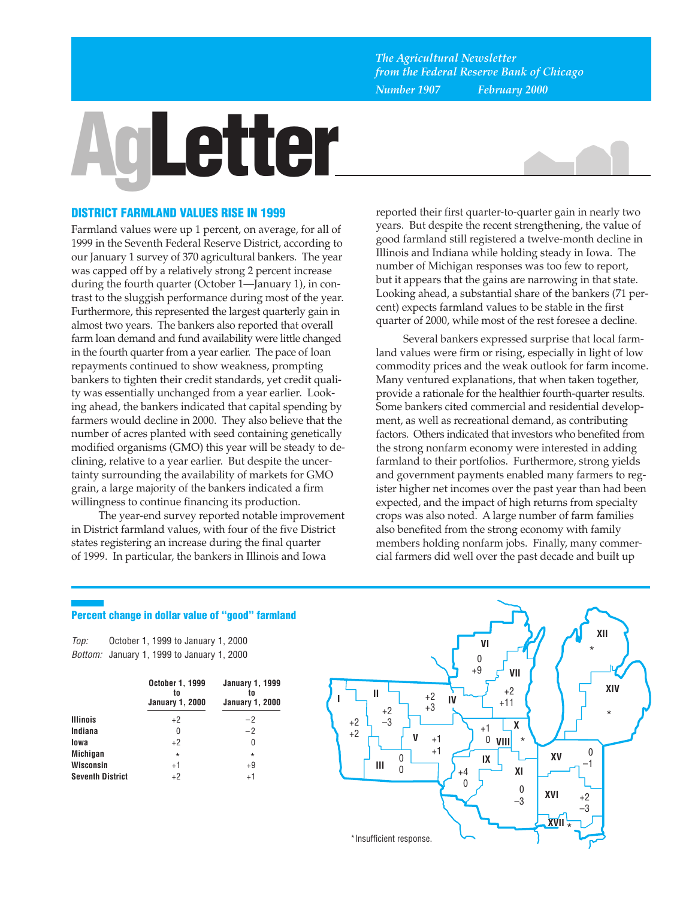*The Agricultural Newsletter from the Federal Reserve Bank of Chicago*

*Number 1907 February 2000*

# AgLetter

## DISTRICT FARMLAND VALUES RISE IN 1999

Farmland values were up 1 percent, on average, for all of 1999 in the Seventh Federal Reserve District, according to our January 1 survey of 370 agricultural bankers. The year was capped off by a relatively strong 2 percent increase during the fourth quarter (October 1—January 1), in contrast to the sluggish performance during most of the year. Furthermore, this represented the largest quarterly gain in almost two years. The bankers also reported that overall farm loan demand and fund availability were little changed in the fourth quarter from a year earlier. The pace of loan repayments continued to show weakness, prompting bankers to tighten their credit standards, yet credit quality was essentially unchanged from a year earlier. Looking ahead, the bankers indicated that capital spending by farmers would decline in 2000. They also believe that the number of acres planted with seed containing genetically modified organisms (GMO) this year will be steady to declining, relative to a year earlier. But despite the uncertainty surrounding the availability of markets for GMO grain, a large majority of the bankers indicated a firm willingness to continue financing its production.

The year-end survey reported notable improvement in District farmland values, with four of the five District states registering an increase during the final quarter of 1999. In particular, the bankers in Illinois and Iowa reported their first quarter-to-quarter gain in nearly two years. But despite the recent strengthening, the value of good farmland still registered a twelve-month decline in Illinois and Indiana while holding steady in Iowa. The number of Michigan responses was too few to report, but it appears that the gains are narrowing in that state. Looking ahead, a substantial share of the bankers (71 percent) expects farmland values to be stable in the first quarter of 2000, while most of the rest foresee a decline.

Several bankers expressed surprise that local farmland values were firm or rising, especially in light of low commodity prices and the weak outlook for farm income. Many ventured explanations, that when taken together, provide a rationale for the healthier fourth-quarter results. Some bankers cited commercial and residential development, as well as recreational demand, as contributing factors. Others indicated that investors who benefited from the strong nonfarm economy were interested in adding farmland to their portfolios. Furthermore, strong yields and government payments enabled many farmers to register higher net incomes over the past year than had been expected, and the impact of high returns from specialty crops was also noted. A large number of farm families also benefited from the strong economy with family members holding nonfarm jobs. Finally, many commercial farmers did well over the past decade and built up

**Percent change in dollar value of "good" farmland**

*Top:* October 1, 1999 to January 1, 2000
*Bottom:* January 1, 1999 to January 1, 2000

| | October 1, 1999 to January 1, 2000 | January 1, 1999 to January 1, 2000 |
|---|---|---|
| Illinois | +2 | −2 |
| Indiana | 0 | −2 |
| Iowa | +2 | 0 |
| Michigan | * | * |
| Wisconsin | +1 | +9 |
| Seventh District | +2 | +1 |

| District | Top | Bottom |
|---|---|---|
| I | +2 | +2 |
| II | +2 | −3 |
| III | 0 | 0 |
| IV | +2 | +3 |
| V | +1 | +1 |
| VI | 0 | +9 |
| VII | +2 | +11 |
| VIII | +1 | 0 |
| IX | +4 | 0 |
| X | * | |
| XI | 0 | −3 |
| XII | * | |
| XIV | * | |
| XV | 0 | −1 |
| XVI | +2 | −3 |
| XVII | * | |

*Insufficient response.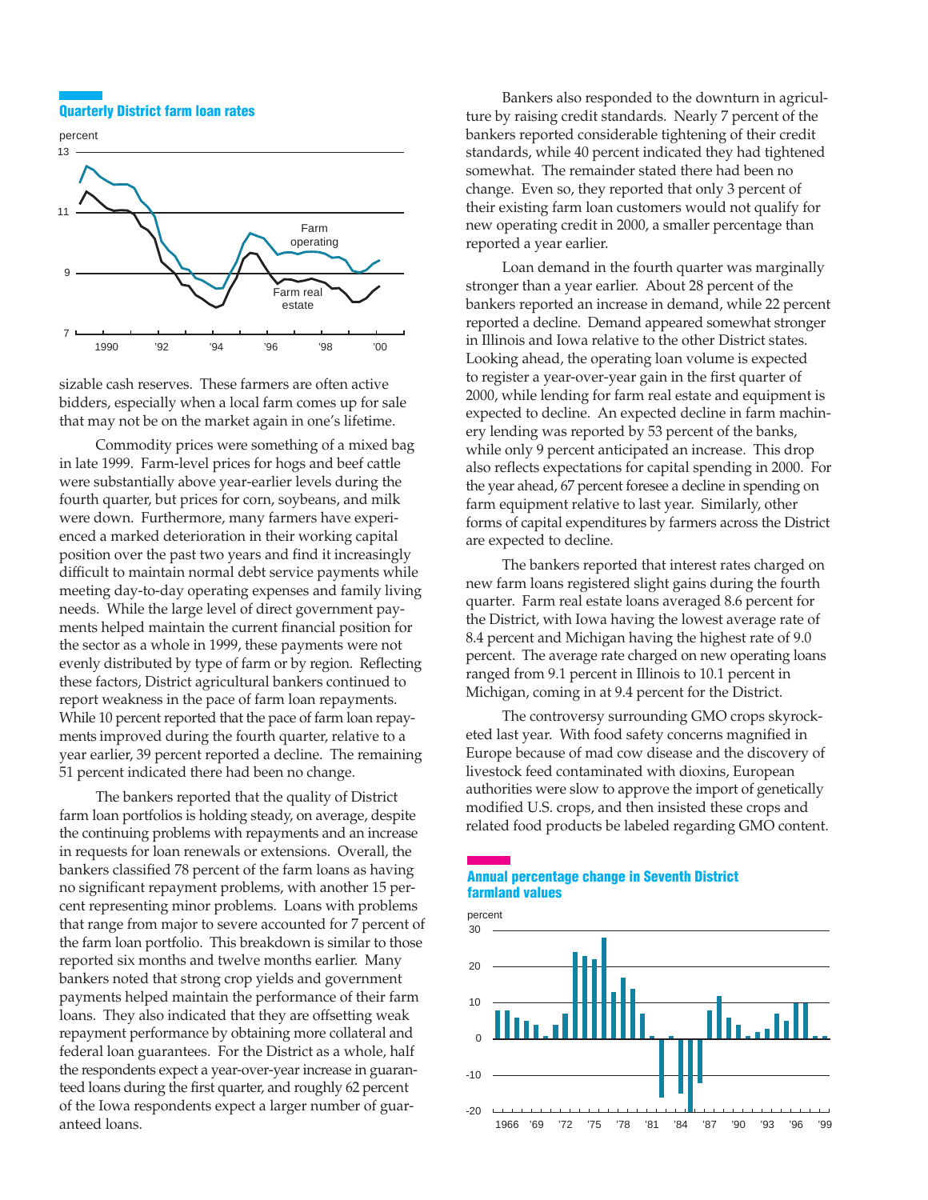**Quarterly District farm loan rates**

sizable cash reserves. These farmers are often active bidders, especially when a local farm comes up for sale that may not be on the market again in one's lifetime.

Commodity prices were something of a mixed bag in late 1999. Farm-level prices for hogs and beef cattle were substantially above year-earlier levels during the fourth quarter, but prices for corn, soybeans, and milk were down. Furthermore, many farmers have experienced a marked deterioration in their working capital position over the past two years and find it increasingly difficult to maintain normal debt service payments while meeting day-to-day operating expenses and family living needs. While the large level of direct government payments helped maintain the current financial position for the sector as a whole in 1999, these payments were not evenly distributed by type of farm or by region. Reflecting these factors, District agricultural bankers continued to report weakness in the pace of farm loan repayments. While 10 percent reported that the pace of farm loan repayments improved during the fourth quarter, relative to a year earlier, 39 percent reported a decline. The remaining 51 percent indicated there had been no change.

The bankers reported that the quality of District farm loan portfolios is holding steady, on average, despite the continuing problems with repayments and an increase in requests for loan renewals or extensions. Overall, the bankers classified 78 percent of the farm loans as having no significant repayment problems, with another 15 percent representing minor problems. Loans with problems that range from major to severe accounted for 7 percent of the farm loan portfolio. This breakdown is similar to those reported six months and twelve months earlier. Many bankers noted that strong crop yields and government payments helped maintain the performance of their farm loans. They also indicated that they are offsetting weak repayment performance by obtaining more collateral and federal loan guarantees. For the District as a whole, half the respondents expect a year-over-year increase in guaranteed loans during the first quarter, and roughly 62 percent of the Iowa respondents expect a larger number of guaranteed loans.

Bankers also responded to the downturn in agriculture by raising credit standards. Nearly 7 percent of the bankers reported considerable tightening of their credit standards, while 40 percent indicated they had tightened somewhat. The remainder stated there had been no change. Even so, they reported that only 3 percent of their existing farm loan customers would not qualify for new operating credit in 2000, a smaller percentage than reported a year earlier.

Loan demand in the fourth quarter was marginally stronger than a year earlier. About 28 percent of the bankers reported an increase in demand, while 22 percent reported a decline. Demand appeared somewhat stronger in Illinois and Iowa relative to the other District states. Looking ahead, the operating loan volume is expected to register a year-over-year gain in the first quarter of 2000, while lending for farm real estate and equipment is expected to decline. An expected decline in farm machinery lending was reported by 53 percent of the banks, while only 9 percent anticipated an increase. This drop also reflects expectations for capital spending in 2000. For the year ahead, 67 percent foresee a decline in spending on farm equipment relative to last year. Similarly, other forms of capital expenditures by farmers across the District are expected to decline.

The bankers reported that interest rates charged on new farm loans registered slight gains during the fourth quarter. Farm real estate loans averaged 8.6 percent for the District, with Iowa having the lowest average rate of 8.4 percent and Michigan having the highest rate of 9.0 percent. The average rate charged on new operating loans ranged from 9.1 percent in Illinois to 10.1 percent in Michigan, coming in at 9.4 percent for the District.

The controversy surrounding GMO crops skyrocketed last year. With food safety concerns magnified in Europe because of mad cow disease and the discovery of livestock feed contaminated with dioxins, European authorities were slow to approve the import of genetically modified U.S. crops, and then insisted these crops and related food products be labeled regarding GMO content.

**Annual percentage change in Seventh District farmland values**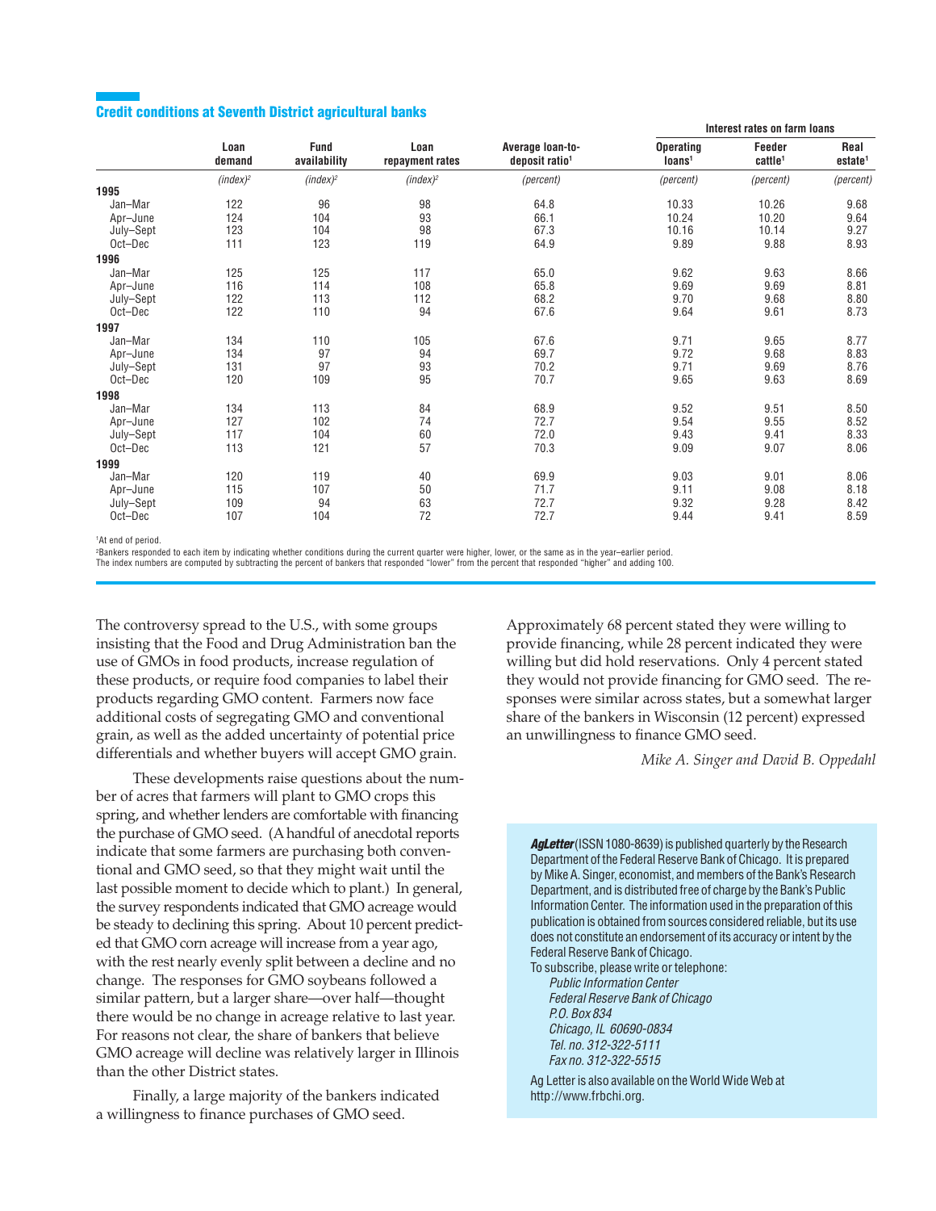## Credit conditions at Seventh District agricultural banks

| | Loan demand | Fund availability | Loan repayment rates | Average loan-to-deposit ratio[1] | Interest rates on farm loans | | |
|---|---|---|---|---|---|---|---|
| | | | | | Operating loans[1] | Feeder cattle[1] | Real estate[1] |
| | (index)[2] | (index)[2] | (index)[2] | (percent) | (percent) | (percent) | (percent) |
| **1995** | | | | | | | |
| Jan–Mar | 122 | 96 | 98 | 64.8 | 10.33 | 10.26 | 9.68 |
| Apr–June | 124 | 104 | 93 | 66.1 | 10.24 | 10.20 | 9.64 |
| July–Sept | 123 | 104 | 98 | 67.3 | 10.16 | 10.14 | 9.27 |
| Oct–Dec | 111 | 123 | 119 | 64.9 | 9.89 | 9.88 | 8.93 |
| **1996** | | | | | | | |
| Jan–Mar | 125 | 125 | 117 | 65.0 | 9.62 | 9.63 | 8.66 |
| Apr–June | 116 | 114 | 108 | 65.8 | 9.69 | 9.69 | 8.81 |
| July–Sept | 122 | 113 | 112 | 68.2 | 9.70 | 9.68 | 8.80 |
| Oct–Dec | 122 | 110 | 94 | 67.6 | 9.64 | 9.61 | 8.73 |
| **1997** | | | | | | | |
| Jan–Mar | 134 | 110 | 105 | 67.6 | 9.71 | 9.65 | 8.77 |
| Apr–June | 134 | 97 | 94 | 69.7 | 9.72 | 9.68 | 8.83 |
| July–Sept | 131 | 97 | 93 | 70.2 | 9.71 | 9.69 | 8.76 |
| Oct–Dec | 120 | 109 | 95 | 70.7 | 9.65 | 9.63 | 8.69 |
| **1998** | | | | | | | |
| Jan–Mar | 134 | 113 | 84 | 68.9 | 9.52 | 9.51 | 8.50 |
| Apr–June | 127 | 102 | 74 | 72.7 | 9.54 | 9.55 | 8.52 |
| July–Sept | 117 | 104 | 60 | 72.0 | 9.43 | 9.41 | 8.33 |
| Oct–Dec | 113 | 121 | 57 | 70.3 | 9.09 | 9.07 | 8.06 |
| **1999** | | | | | | | |
| Jan–Mar | 120 | 119 | 40 | 69.9 | 9.03 | 9.01 | 8.06 |
| Apr–June | 115 | 107 | 50 | 71.7 | 9.11 | 9.08 | 8.18 |
| July–Sept | 109 | 94 | 63 | 72.7 | 9.32 | 9.28 | 8.42 |
| Oct–Dec | 107 | 104 | 72 | 72.7 | 9.44 | 9.41 | 8.59 |

[1]At end of period.
[2]Bankers responded to each item by indicating whether conditions during the current quarter were higher, lower, or the same as in the year-earlier period. The index numbers are computed by subtracting the percent of bankers that responded "lower" from the percent that responded "higher" and adding 100.

The controversy spread to the U.S., with some groups insisting that the Food and Drug Administration ban the use of GMOs in food products, increase regulation of these products, or require food companies to label their products regarding GMO content. Farmers now face additional costs of segregating GMO and conventional grain, as well as the added uncertainty of potential price differentials and whether buyers will accept GMO grain.

These developments raise questions about the number of acres that farmers will plant to GMO crops this spring, and whether lenders are comfortable with financing the purchase of GMO seed. (A handful of anecdotal reports indicate that some farmers are purchasing both conventional and GMO seed, so that they might wait until the last possible moment to decide which to plant.) In general, the survey respondents indicated that GMO acreage would be steady to declining this spring. About 10 percent predicted that GMO corn acreage will increase from a year ago, with the rest nearly evenly split between a decline and no change. The responses for GMO soybeans followed a similar pattern, but a larger share—over half—thought there would be no change in acreage relative to last year. For reasons not clear, the share of bankers that believe GMO acreage will decline was relatively larger in Illinois than the other District states.

Finally, a large majority of the bankers indicated a willingness to finance purchases of GMO seed. Approximately 68 percent stated they were willing to provide financing, while 28 percent indicated they were willing but did hold reservations. Only 4 percent stated they would not provide financing for GMO seed. The responses were similar across states, but a somewhat larger share of the bankers in Wisconsin (12 percent) expressed an unwillingness to finance GMO seed.

*Mike A. Singer and David B. Oppedahl*

***AgLetter*** (ISSN 1080-8639) is published quarterly by the Research Department of the Federal Reserve Bank of Chicago. It is prepared by Mike A. Singer, economist, and members of the Bank's Research Department, and is distributed free of charge by the Bank's Public Information Center. The information used in the preparation of this publication is obtained from sources considered reliable, but its use does not constitute an endorsement of its accuracy or intent by the Federal Reserve Bank of Chicago.

To subscribe, please write or telephone:

*Public Information Center*
*Federal Reserve Bank of Chicago*
*P.O. Box 834*
*Chicago, IL 60690-0834*
*Tel. no. 312-322-5111*
*Fax no. 312-322-5515*

Ag Letter is also available on the World Wide Web at http://www.frbchi.org.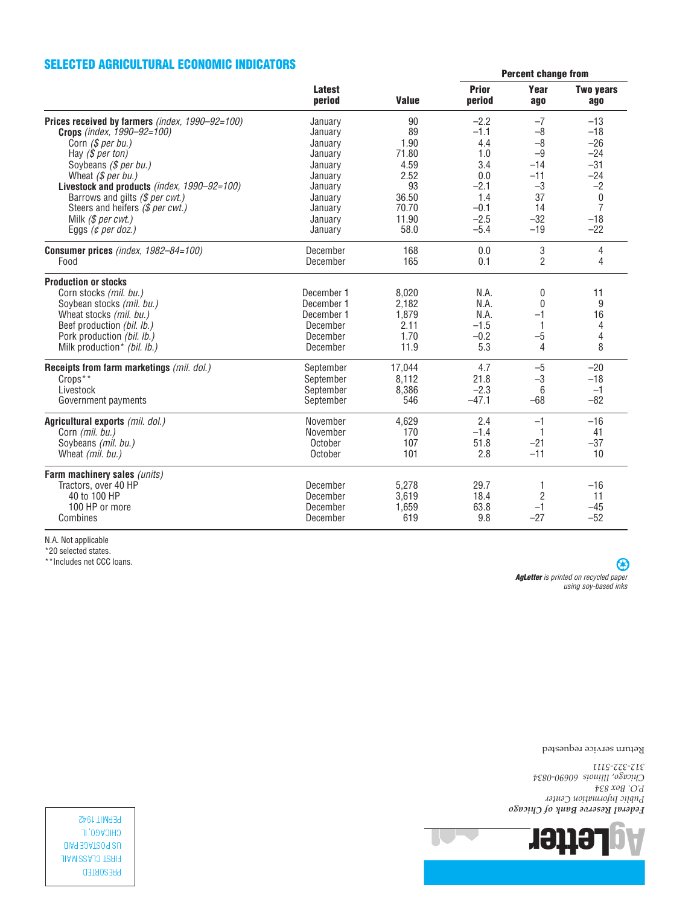## SELECTED AGRICULTURAL ECONOMIC INDICATORS

| | Latest period | Value | Percent change from | | |
|---|---|---|---|---|---|
| | | | Prior period | Year ago | Two years ago |
| **Prices received by farmers** *(index, 1990–92=100)* | January | 90 | –2.2 | –7 | –13 |
| **Crops** *(index, 1990–92=100)* | January | 89 | –1.1 | –8 | –18 |
| Corn *($ per bu.)* | January | 1.90 | 4.4 | –8 | –26 |
| Hay *($ per ton)* | January | 71.80 | 1.0 | –9 | –24 |
| Soybeans *($ per bu.)* | January | 4.59 | 3.4 | –14 | –31 |
| Wheat *($ per bu.)* | January | 2.52 | 0.0 | –11 | –24 |
| **Livestock and products** *(index, 1990–92=100)* | January | 93 | –2.1 | –3 | –2 |
| Barrows and gilts *($ per cwt.)* | January | 36.50 | 1.4 | 37 | 0 |
| Steers and heifers *($ per cwt.)* | January | 70.70 | –0.1 | 14 | 7 |
| Milk *($ per cwt.)* | January | 11.90 | –2.5 | –32 | –18 |
| Eggs *(¢ per doz.)* | January | 58.0 | –5.4 | –19 | –22 |
| **Consumer prices** *(index, 1982–84=100)* | December | 168 | 0.0 | 3 | 4 |
| Food | December | 165 | 0.1 | 2 | 4 |
| **Production or stocks** | | | | | |
| Corn stocks *(mil. bu.)* | December 1 | 8,020 | N.A. | 0 | 11 |
| Soybean stocks *(mil. bu.)* | December 1 | 2,182 | N.A. | 0 | 9 |
| Wheat stocks *(mil. bu.)* | December 1 | 1,879 | N.A. | –1 | 16 |
| Beef production *(bil. lb.)* | December | 2.11 | –1.5 | 1 | 4 |
| Pork production *(bil. lb.)* | December | 1.70 | –0.2 | –5 | 4 |
| Milk production* *(bil. lb.)* | December | 11.9 | 5.3 | 4 | 8 |
| **Receipts from farm marketings** *(mil. dol.)* | September | 17,044 | 4.7 | –5 | –20 |
| Crops** | September | 8,112 | 21.8 | –3 | –18 |
| Livestock | September | 8,386 | –2.3 | 6 | –1 |
| Government payments | September | 546 | –47.1 | –68 | –82 |
| **Agricultural exports** *(mil. dol.)* | November | 4,629 | 2.4 | –1 | –16 |
| Corn *(mil. bu.)* | November | 170 | –1.4 | 1 | 41 |
| Soybeans *(mil. bu.)* | October | 107 | 51.8 | –21 | –37 |
| Wheat *(mil. bu.)* | October | 101 | 2.8 | –11 | 10 |
| **Farm machinery sales** *(units)* | | | | | |
| Tractors, over 40 HP | December | 5,278 | 29.7 | 1 | –16 |
| 40 to 100 HP | December | 3,619 | 18.4 | 2 | 11 |
| 100 HP or more | December | 1,659 | 63.8 | –1 | –45 |
| Combines | December | 619 | 9.8 | –27 | –52 |

N.A. Not applicable

*20 selected states.

**Includes net CCC loans.

***AgLetter*** *is printed on recycled paper using soy-based inks*

Return service requested

*Federal Reserve Bank of Chicago*
*Public Information Center*
*P.O. Box 834*
*Chicago, Illinois 60690-0834*
*312-322-5111*

**AgLetter**

PRESORTED
FIRST CLASS MAIL
US POSTAGE PAID
CHICAGO, IL
PERMIT 1942